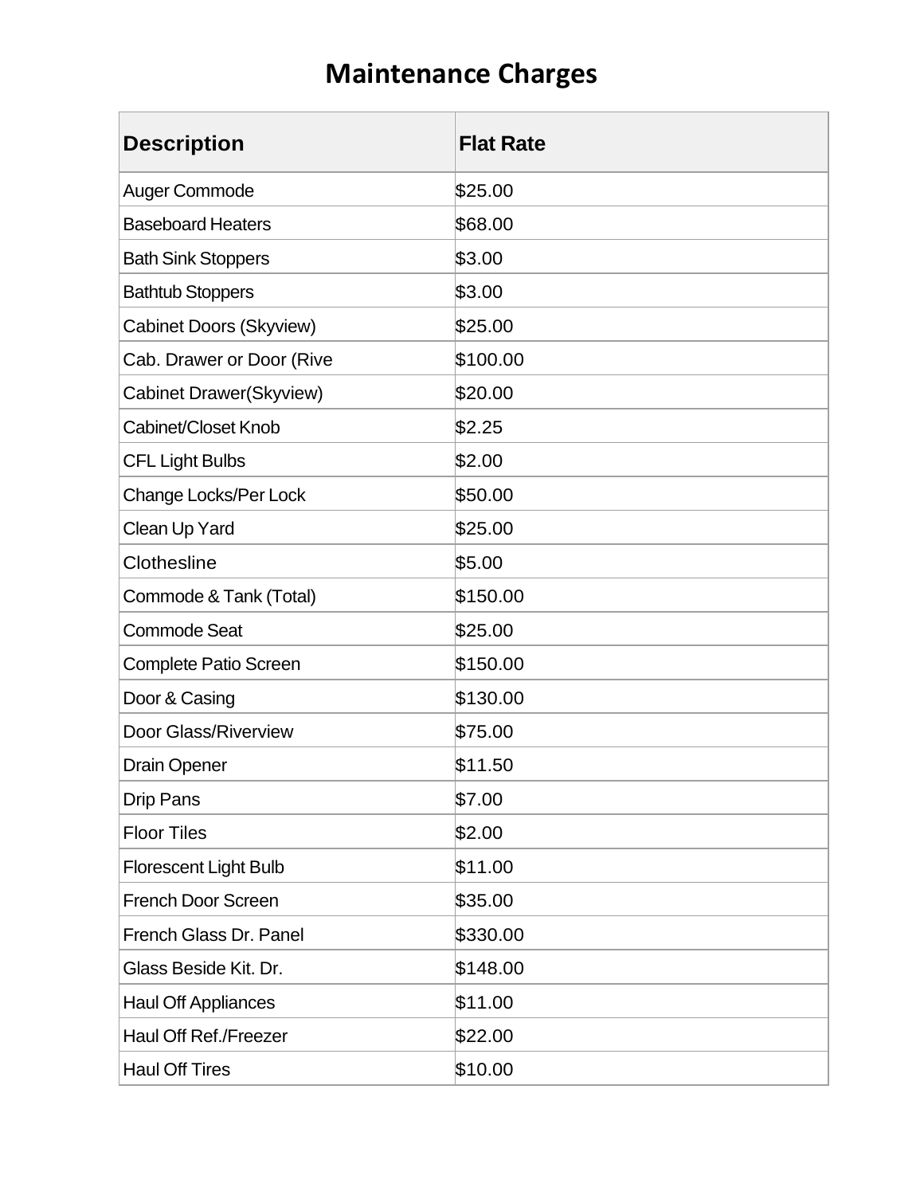# Maintenance Charges

| Description | Flat Rate |
|---|---|
| Auger Commode | $25.00 |
| Baseboard Heaters | $68.00 |
| Bath Sink Stoppers | $3.00 |
| Bathtub Stoppers | $3.00 |
| Cabinet Doors (Skyview) | $25.00 |
| Cab. Drawer or Door (Rive | $100.00 |
| Cabinet Drawer(Skyview) | $20.00 |
| Cabinet/Closet Knob | $2.25 |
| CFL Light Bulbs | $2.00 |
| Change Locks/Per Lock | $50.00 |
| Clean Up Yard | $25.00 |
| Clothesline | $5.00 |
| Commode & Tank (Total) | $150.00 |
| Commode Seat | $25.00 |
| Complete Patio Screen | $150.00 |
| Door & Casing | $130.00 |
| Door Glass/Riverview | $75.00 |
| Drain Opener | $11.50 |
| Drip Pans | $7.00 |
| Floor Tiles | $2.00 |
| Florescent Light Bulb | $11.00 |
| French Door Screen | $35.00 |
| French Glass Dr. Panel | $330.00 |
| Glass Beside Kit. Dr. | $148.00 |
| Haul Off Appliances | $11.00 |
| Haul Off Ref./Freezer | $22.00 |
| Haul Off Tires | $10.00 |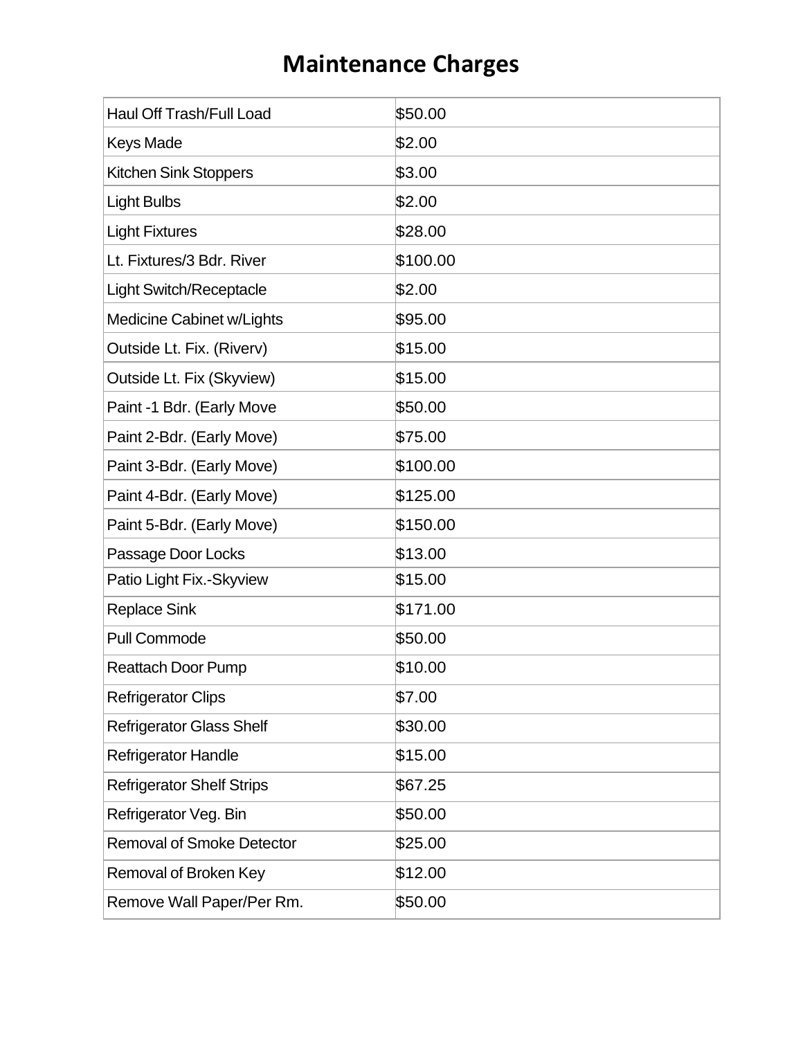# Maintenance Charges

| Haul Off Trash/Full Load | $50.00 |
|---|---|
| Keys Made | $2.00 |
| Kitchen Sink Stoppers | $3.00 |
| Light Bulbs | $2.00 |
| Light Fixtures | $28.00 |
| Lt. Fixtures/3 Bdr. River | $100.00 |
| Light Switch/Receptacle | $2.00 |
| Medicine Cabinet w/Lights | $95.00 |
| Outside Lt. Fix. (Riverv) | $15.00 |
| Outside Lt. Fix (Skyview) | $15.00 |
| Paint -1 Bdr. (Early Move | $50.00 |
| Paint 2-Bdr. (Early Move) | $75.00 |
| Paint 3-Bdr. (Early Move) | $100.00 |
| Paint 4-Bdr. (Early Move) | $125.00 |
| Paint 5-Bdr. (Early Move) | $150.00 |
| Passage Door Locks | $13.00 |
| Patio Light Fix.-Skyview | $15.00 |
| Replace Sink | $171.00 |
| Pull Commode | $50.00 |
| Reattach Door Pump | $10.00 |
| Refrigerator Clips | $7.00 |
| Refrigerator Glass Shelf | $30.00 |
| Refrigerator Handle | $15.00 |
| Refrigerator Shelf Strips | $67.25 |
| Refrigerator Veg. Bin | $50.00 |
| Removal of Smoke Detector | $25.00 |
| Removal of Broken Key | $12.00 |
| Remove Wall Paper/Per Rm. | $50.00 |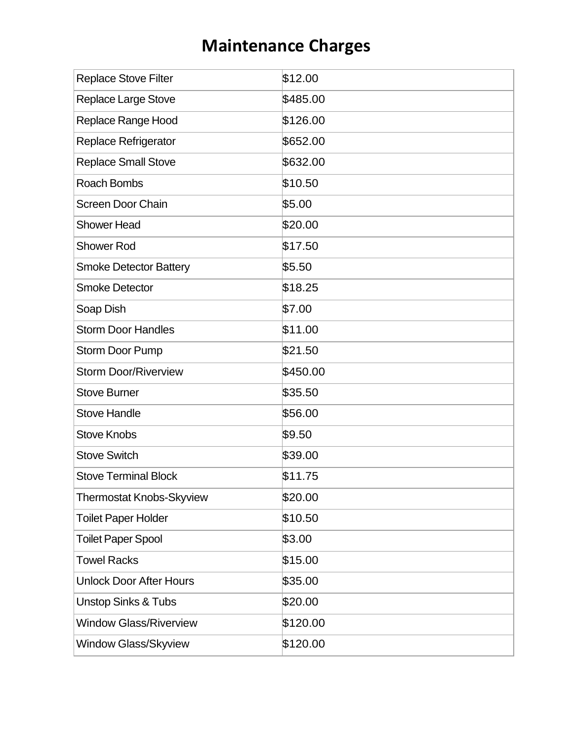# Maintenance Charges

| Item | Charge |
|---|---|
| Replace Stove Filter | $12.00 |
| Replace Large Stove | $485.00 |
| Replace Range Hood | $126.00 |
| Replace Refrigerator | $652.00 |
| Replace Small Stove | $632.00 |
| Roach Bombs | $10.50 |
| Screen Door Chain | $5.00 |
| Shower Head | $20.00 |
| Shower Rod | $17.50 |
| Smoke Detector Battery | $5.50 |
| Smoke Detector | $18.25 |
| Soap Dish | $7.00 |
| Storm Door Handles | $11.00 |
| Storm Door Pump | $21.50 |
| Storm Door/Riverview | $450.00 |
| Stove Burner | $35.50 |
| Stove Handle | $56.00 |
| Stove Knobs | $9.50 |
| Stove Switch | $39.00 |
| Stove Terminal Block | $11.75 |
| Thermostat Knobs-Skyview | $20.00 |
| Toilet Paper Holder | $10.50 |
| Toilet Paper Spool | $3.00 |
| Towel Racks | $15.00 |
| Unlock Door After Hours | $35.00 |
| Unstop Sinks & Tubs | $20.00 |
| Window Glass/Riverview | $120.00 |
| Window Glass/Skyview | $120.00 |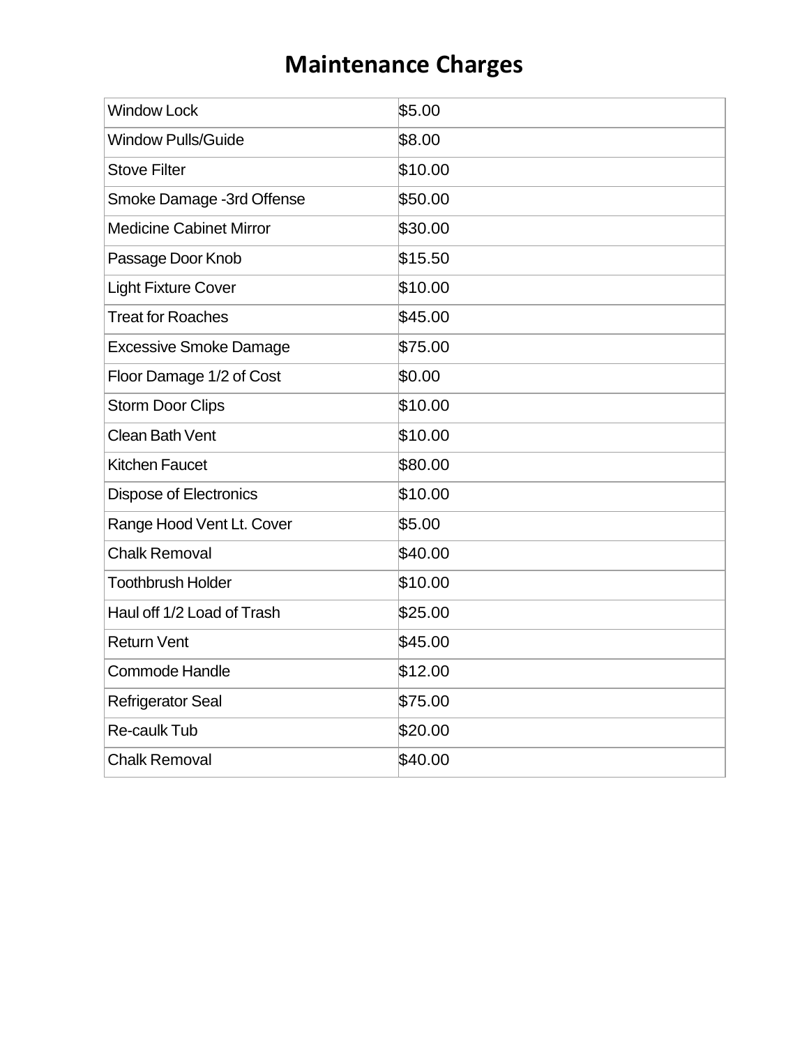# Maintenance Charges

| | |
|---|---|
| Window Lock | $5.00 |
| Window Pulls/Guide | $8.00 |
| Stove Filter | $10.00 |
| Smoke Damage -3rd Offense | $50.00 |
| Medicine Cabinet Mirror | $30.00 |
| Passage Door Knob | $15.50 |
| Light Fixture Cover | $10.00 |
| Treat for Roaches | $45.00 |
| Excessive Smoke Damage | $75.00 |
| Floor Damage 1/2 of Cost | $0.00 |
| Storm Door Clips | $10.00 |
| Clean Bath Vent | $10.00 |
| Kitchen Faucet | $80.00 |
| Dispose of Electronics | $10.00 |
| Range Hood Vent Lt. Cover | $5.00 |
| Chalk Removal | $40.00 |
| Toothbrush Holder | $10.00 |
| Haul off 1/2 Load of Trash | $25.00 |
| Return Vent | $45.00 |
| Commode Handle | $12.00 |
| Refrigerator Seal | $75.00 |
| Re-caulk Tub | $20.00 |
| Chalk Removal | $40.00 |